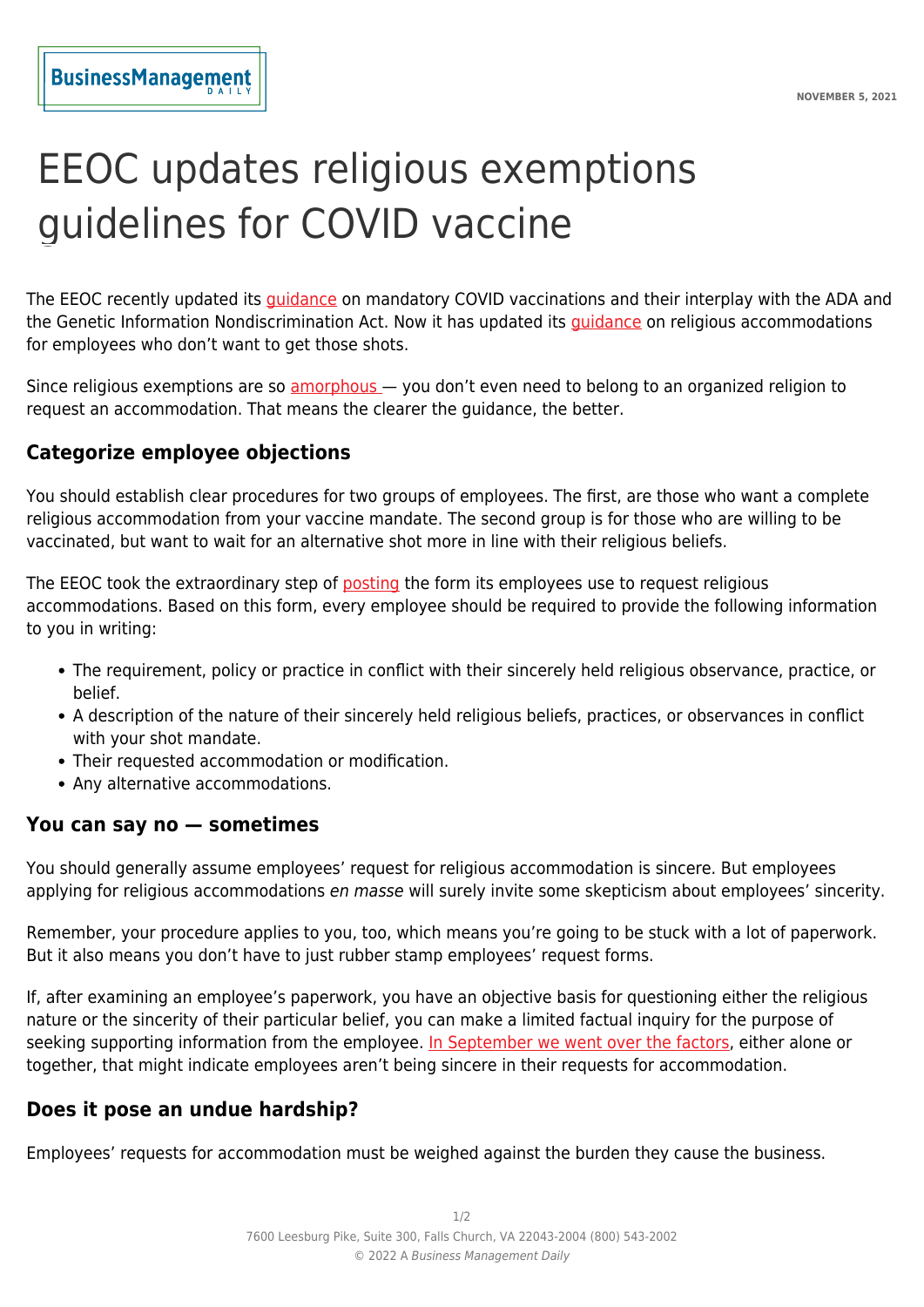# EEOC updates religious exemptions guidelines for COVID vaccine

The EEOC recently updated its guidance on mandatory COVID vaccinations and their interplay with the ADA and the Genetic Information Nondiscrimination Act. Now it has updated its guidance on religious accommodations for employees who don't want to get those shots.

Since religious exemptions are so amorphous — you don't even need to belong to an organized religion to request an accommodation. That means the clearer the guidance, the better.

## Categorize employee objections

You should establish clear procedures for two groups of employees. The first, are those who want a complete religious accommodation from your vaccine mandate. The second group is for those who are willing to be vaccinated, but want to wait for an alternative shot more in line with their religious beliefs.

The EEOC took the extraordinary step of posting the form its employees use to request religious accommodations. Based on this form, every employee should be required to provide the following information to you in writing:

- The requirement, policy or practice in conflict with their sincerely held religious observance, practice, or belief.
- A description of the nature of their sincerely held religious beliefs, practices, or observances in conflict with your shot mandate.
- Their requested accommodation or modification.
- Any alternative accommodations.

## You can say no — sometimes

You should generally assume employees' request for religious accommodation is sincere. But employees applying for religious accommodations *en masse* will surely invite some skepticism about employees' sincerity.

Remember, your procedure applies to you, too, which means you're going to be stuck with a lot of paperwork. But it also means you don't have to just rubber stamp employees' request forms.

If, after examining an employee's paperwork, you have an objective basis for questioning either the religious nature or the sincerity of their particular belief, you can make a limited factual inquiry for the purpose of seeking supporting information from the employee. In September we went over the factors, either alone or together, that might indicate employees aren't being sincere in their requests for accommodation.

## Does it pose an undue hardship?

Employees' requests for accommodation must be weighed against the burden they cause the business.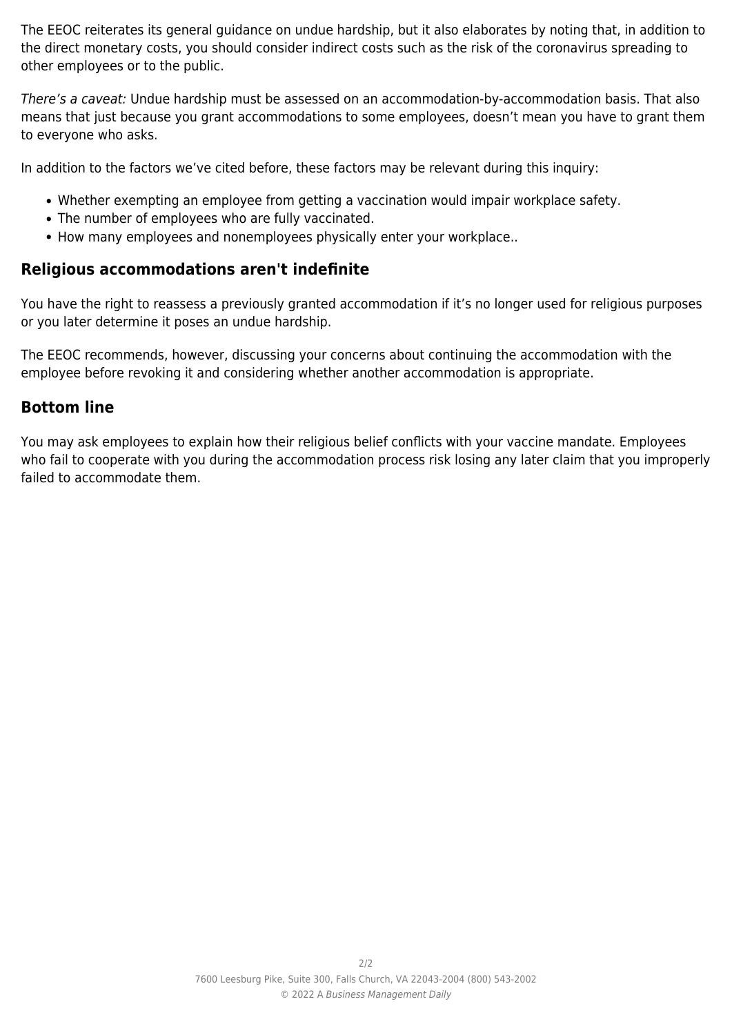The EEOC reiterates its general guidance on undue hardship, but it also elaborates by noting that, in addition to the direct monetary costs, you should consider indirect costs such as the risk of the coronavirus spreading to other employees or to the public.

*There's a caveat:* Undue hardship must be assessed on an accommodation-by-accommodation basis. That also means that just because you grant accommodations to some employees, doesn't mean you have to grant them to everyone who asks.

In addition to the factors we've cited before, these factors may be relevant during this inquiry:

- Whether exempting an employee from getting a vaccination would impair workplace safety.
- The number of employees who are fully vaccinated.
- How many employees and nonemployees physically enter your workplace..

## Religious accommodations aren't indefinite

You have the right to reassess a previously granted accommodation if it's no longer used for religious purposes or you later determine it poses an undue hardship.

The EEOC recommends, however, discussing your concerns about continuing the accommodation with the employee before revoking it and considering whether another accommodation is appropriate.

## Bottom line

You may ask employees to explain how their religious belief conflicts with your vaccine mandate. Employees who fail to cooperate with you during the accommodation process risk losing any later claim that you improperly failed to accommodate them.